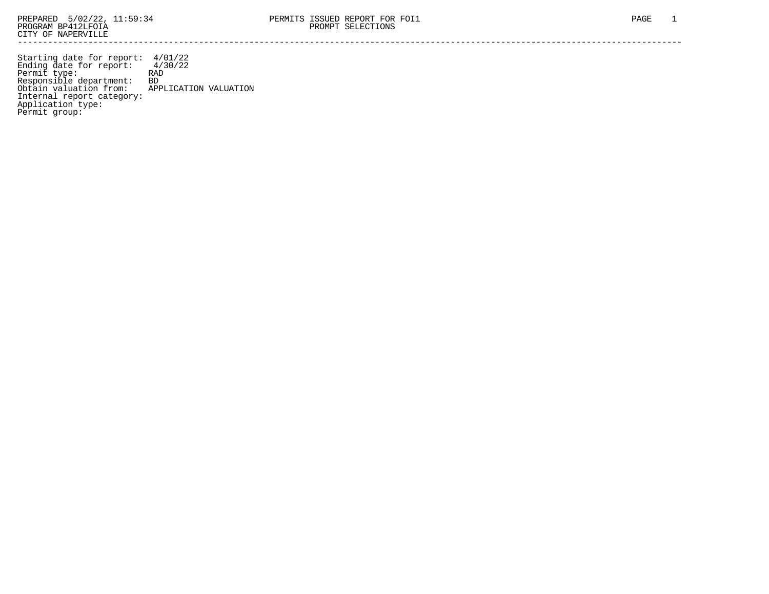PREPARED 5/02/22, 11:59:34 PERMITS ISSUED REPORT FOR FOI1
PROGRAM BP412LFOIA PROMPT SELECTIONS
CITY OF NAPERVILLE

---

```
Starting date for report:  4/01/22
Ending date for report:    4/30/22
Permit type:               RAD
Responsible department:    BD
Obtain valuation from:     APPLICATION VALUATION
Internal report category:
Application type:
Permit group:
```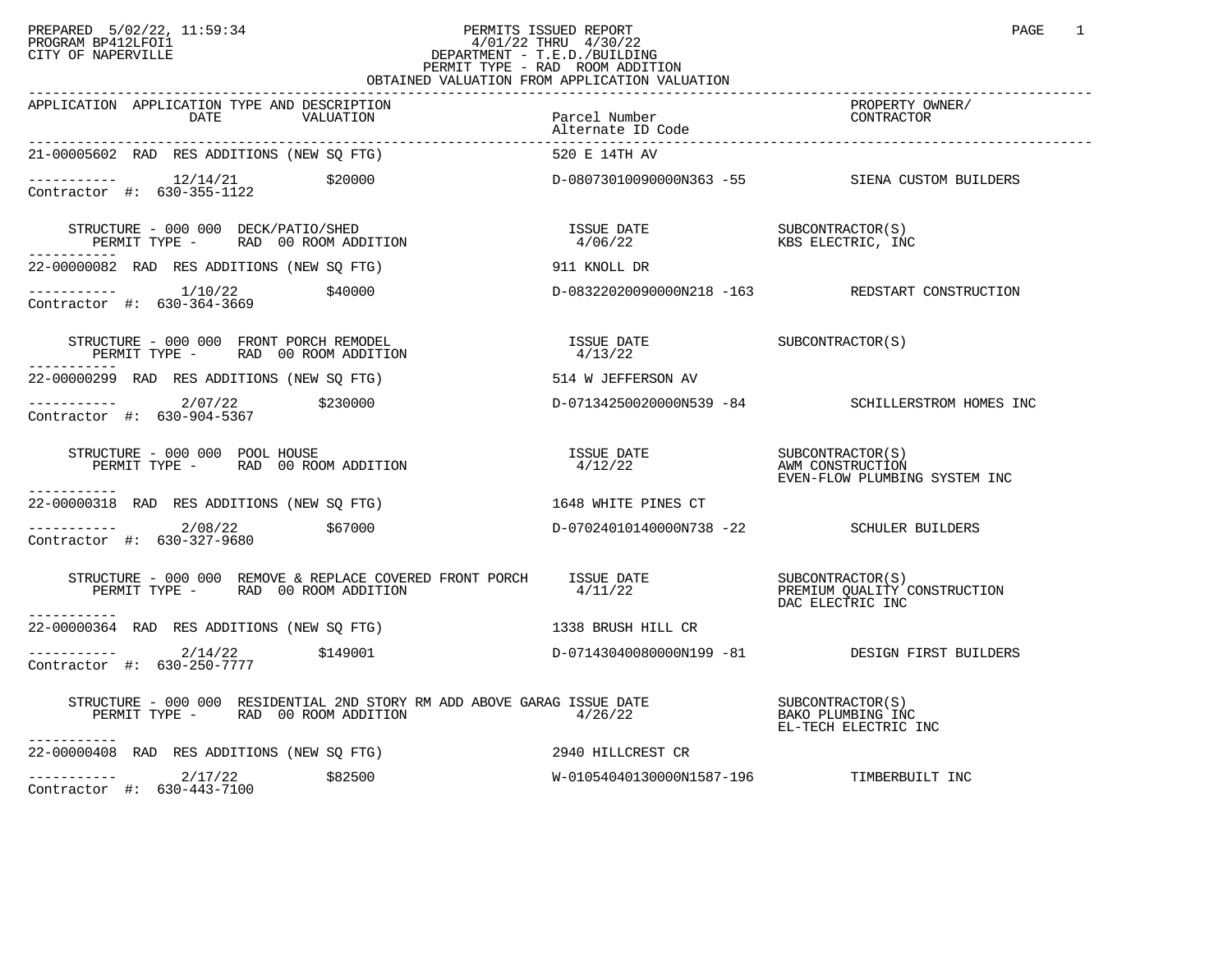PREPARED 5/02/22, 11:59:34
PROGRAM BP412LFOI1
CITY OF NAPERVILLE

PERMITS ISSUED REPORT
4/01/22 THRU 4/30/22
DEPARTMENT - T.E.D./BUILDING
PERMIT TYPE - RAD ROOM ADDITION
OBTAINED VALUATION FROM APPLICATION VALUATION

| APPLICATION | APPLICATION TYPE AND DESCRIPTION / DATE / VALUATION | Parcel Number / Alternate ID Code | PROPERTY OWNER/ CONTRACTOR |
|---|---|---|---|
| 21-00005602 | RAD RES ADDITIONS (NEW SQ FTG) | 520 E 14TH AV | |
| ----------- | 12/14/21 $20000 | D-08073010090000N363 -55 | SIENA CUSTOM BUILDERS |
| Contractor #: 630-355-1122 | | | |
| | STRUCTURE - 000 000 DECK/PATIO/SHED | ISSUE DATE | SUBCONTRACTOR(S) |
| | PERMIT TYPE - RAD 00 ROOM ADDITION | 4/06/22 | KBS ELECTRIC, INC |
| 22-00000082 | RAD RES ADDITIONS (NEW SQ FTG) | 911 KNOLL DR | |
| ----------- | 1/10/22 $40000 | D-08322020090000N218 -163 | REDSTART CONSTRUCTION |
| Contractor #: 630-364-3669 | | | |
| | STRUCTURE - 000 000 FRONT PORCH REMODEL | ISSUE DATE | SUBCONTRACTOR(S) |
| | PERMIT TYPE - RAD 00 ROOM ADDITION | 4/13/22 | |
| 22-00000299 | RAD RES ADDITIONS (NEW SQ FTG) | 514 W JEFFERSON AV | |
| ----------- | 2/07/22 $230000 | D-07134250020000N539 -84 | SCHILLERSTROM HOMES INC |
| Contractor #: 630-904-5367 | | | |
| | STRUCTURE - 000 000 POOL HOUSE | ISSUE DATE | SUBCONTRACTOR(S) |
| | PERMIT TYPE - RAD 00 ROOM ADDITION | 4/12/22 | AWM CONSTRUCTION |
| | | | EVEN-FLOW PLUMBING SYSTEM INC |
| 22-00000318 | RAD RES ADDITIONS (NEW SQ FTG) | 1648 WHITE PINES CT | |
| ----------- | 2/08/22 $67000 | D-07024010140000N738 -22 | SCHULER BUILDERS |
| Contractor #: 630-327-9680 | | | |
| | STRUCTURE - 000 000 REMOVE & REPLACE COVERED FRONT PORCH | ISSUE DATE | SUBCONTRACTOR(S) |
| | PERMIT TYPE - RAD 00 ROOM ADDITION | 4/11/22 | PREMIUM QUALITY CONSTRUCTION |
| | | | DAC ELECTRIC INC |
| 22-00000364 | RAD RES ADDITIONS (NEW SQ FTG) | 1338 BRUSH HILL CR | |
| ----------- | 2/14/22 $149001 | D-07143040080000N199 -81 | DESIGN FIRST BUILDERS |
| Contractor #: 630-250-7777 | | | |
| | STRUCTURE - 000 000 RESIDENTIAL 2ND STORY RM ADD ABOVE GARAG | ISSUE DATE | SUBCONTRACTOR(S) |
| | PERMIT TYPE - RAD 00 ROOM ADDITION | 4/26/22 | BAKO PLUMBING INC |
| | | | EL-TECH ELECTRIC INC |
| 22-00000408 | RAD RES ADDITIONS (NEW SQ FTG) | 2940 HILLCREST CR | |
| ----------- | 2/17/22 $82500 | W-01054040130000N1587-196 | TIMBERBUILT INC |
| Contractor #: 630-443-7100 | | | |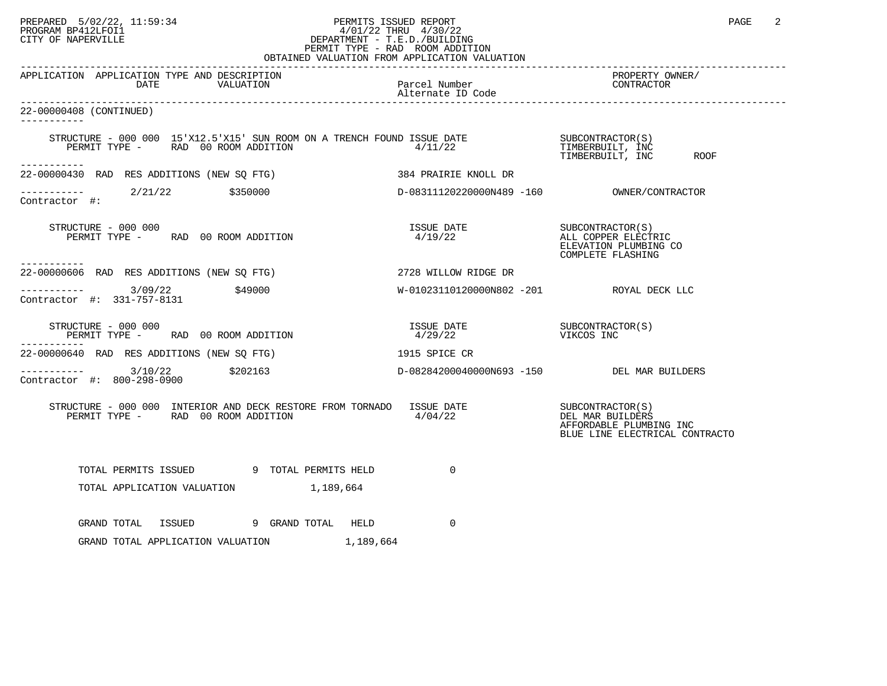PREPARED 5/02/22, 11:59:34
PROGRAM BP412LFOI1
CITY OF NAPERVILLE

PERMITS ISSUED REPORT
4/01/22 THRU 4/30/22
DEPARTMENT - T.E.D./BUILDING
PERMIT TYPE - RAD ROOM ADDITION
OBTAINED VALUATION FROM APPLICATION VALUATION

| APPLICATION | APPLICATION TYPE AND DESCRIPTION DATE | VALUATION | Parcel Number / Alternate ID Code | PROPERTY OWNER/ CONTRACTOR |
|---|---|---|---|---|

22-00000408 (CONTINUED)

STRUCTURE - 000 000 15'X12.5'X15' SUN ROOM ON A TRENCH FOUND
PERMIT TYPE - RAD 00 ROOM ADDITION
ISSUE DATE 4/11/22
SUBCONTRACTOR(S)
TIMBERBUILT, INC
TIMBERBUILT, INC ROOF

---

22-00000430 RAD RES ADDITIONS (NEW SQ FTG) — 384 PRAIRIE KNOLL DR
2/21/22 $350000 — D-08311120220000N489 -160 — OWNER/CONTRACTOR
Contractor #:

STRUCTURE - 000 000
PERMIT TYPE - RAD 00 ROOM ADDITION
ISSUE DATE 4/19/22
SUBCONTRACTOR(S)
ALL COPPER ELECTRIC
ELEVATION PLUMBING CO
COMPLETE FLASHING

---

22-00000606 RAD RES ADDITIONS (NEW SQ FTG) — 2728 WILLOW RIDGE DR
3/09/22 $49000 — W-01023110120000N802 -201 — ROYAL DECK LLC
Contractor #: 331-757-8131

STRUCTURE - 000 000
PERMIT TYPE - RAD 00 ROOM ADDITION
ISSUE DATE 4/29/22
SUBCONTRACTOR(S)
VIKCOS INC

---

22-00000640 RAD RES ADDITIONS (NEW SQ FTG) — 1915 SPICE CR
3/10/22 $202163 — D-08284200040000N693 -150 — DEL MAR BUILDERS
Contractor #: 800-298-0900

STRUCTURE - 000 000 INTERIOR AND DECK RESTORE FROM TORNADO
PERMIT TYPE - RAD 00 ROOM ADDITION
ISSUE DATE 4/04/22
SUBCONTRACTOR(S)
DEL MAR BUILDERS
AFFORDABLE PLUMBING INC
BLUE LINE ELECTRICAL CONTRACTO

TOTAL PERMITS ISSUED 9 TOTAL PERMITS HELD 0

TOTAL APPLICATION VALUATION 1,189,664

GRAND TOTAL ISSUED 9 GRAND TOTAL HELD 0

GRAND TOTAL APPLICATION VALUATION 1,189,664